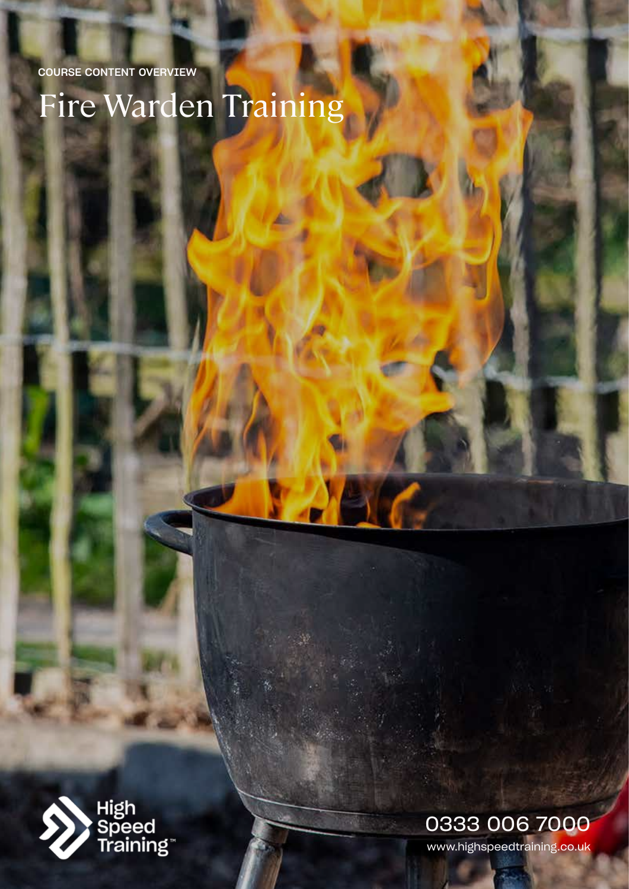COURSE CONTENT OVERVIEW

# Fire Warden Training

High Speed Training™

0333 006 7000

www.highspeedtraining.co.uk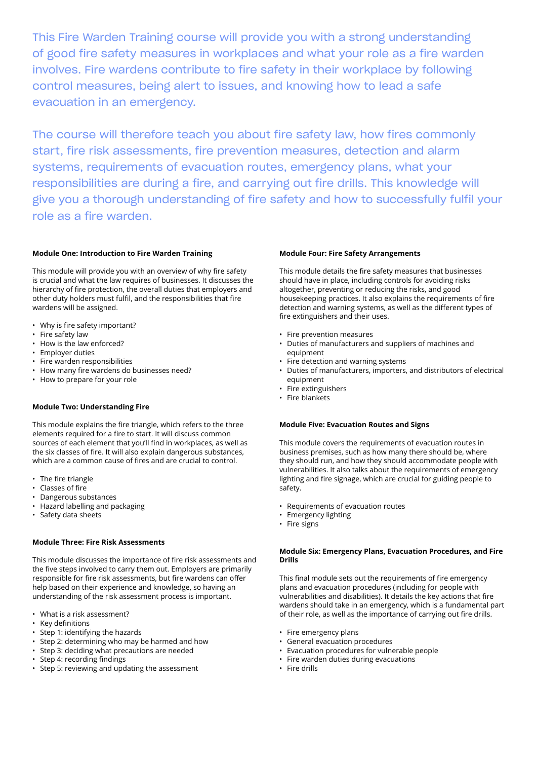This Fire Warden Training course will provide you with a strong understanding of good fire safety measures in workplaces and what your role as a fire warden involves. Fire wardens contribute to fire safety in their workplace by following control measures, being alert to issues, and knowing how to lead a safe evacuation in an emergency.

The course will therefore teach you about fire safety law, how fires commonly start, fire risk assessments, fire prevention measures, detection and alarm systems, requirements of evacuation routes, emergency plans, what your responsibilities are during a fire, and carrying out fire drills. This knowledge will give you a thorough understanding of fire safety and how to successfully fulfil your role as a fire warden.

**Module One: Introduction to Fire Warden Training**

This module will provide you with an overview of why fire safety is crucial and what the law requires of businesses. It discusses the hierarchy of fire protection, the overall duties that employers and other duty holders must fulfil, and the responsibilities that fire wardens will be assigned.

- Why is fire safety important?
- Fire safety law
- How is the law enforced?
- Employer duties
- Fire warden responsibilities
- How many fire wardens do businesses need?
- How to prepare for your role

**Module Two: Understanding Fire**

This module explains the fire triangle, which refers to the three elements required for a fire to start. It will discuss common sources of each element that you'll find in workplaces, as well as the six classes of fire. It will also explain dangerous substances, which are a common cause of fires and are crucial to control.

- The fire triangle
- Classes of fire
- Dangerous substances
- Hazard labelling and packaging
- Safety data sheets

**Module Three: Fire Risk Assessments**

This module discusses the importance of fire risk assessments and the five steps involved to carry them out. Employers are primarily responsible for fire risk assessments, but fire wardens can offer help based on their experience and knowledge, so having an understanding of the risk assessment process is important.

- What is a risk assessment?
- Key definitions
- Step 1: identifying the hazards
- Step 2: determining who may be harmed and how
- Step 3: deciding what precautions are needed
- Step 4: recording findings
- Step 5: reviewing and updating the assessment

**Module Four: Fire Safety Arrangements**

This module details the fire safety measures that businesses should have in place, including controls for avoiding risks altogether, preventing or reducing the risks, and good housekeeping practices. It also explains the requirements of fire detection and warning systems, as well as the different types of fire extinguishers and their uses.

- Fire prevention measures
- Duties of manufacturers and suppliers of machines and equipment
- Fire detection and warning systems
- Duties of manufacturers, importers, and distributors of electrical equipment
- Fire extinguishers
- Fire blankets

**Module Five: Evacuation Routes and Signs**

This module covers the requirements of evacuation routes in business premises, such as how many there should be, where they should run, and how they should accommodate people with vulnerabilities. It also talks about the requirements of emergency lighting and fire signage, which are crucial for guiding people to safety.

- Requirements of evacuation routes
- Emergency lighting
- Fire signs

**Module Six: Emergency Plans, Evacuation Procedures, and Fire Drills**

This final module sets out the requirements of fire emergency plans and evacuation procedures (including for people with vulnerabilities and disabilities). It details the key actions that fire wardens should take in an emergency, which is a fundamental part of their role, as well as the importance of carrying out fire drills.

- Fire emergency plans
- General evacuation procedures
- Evacuation procedures for vulnerable people
- Fire warden duties during evacuations
- Fire drills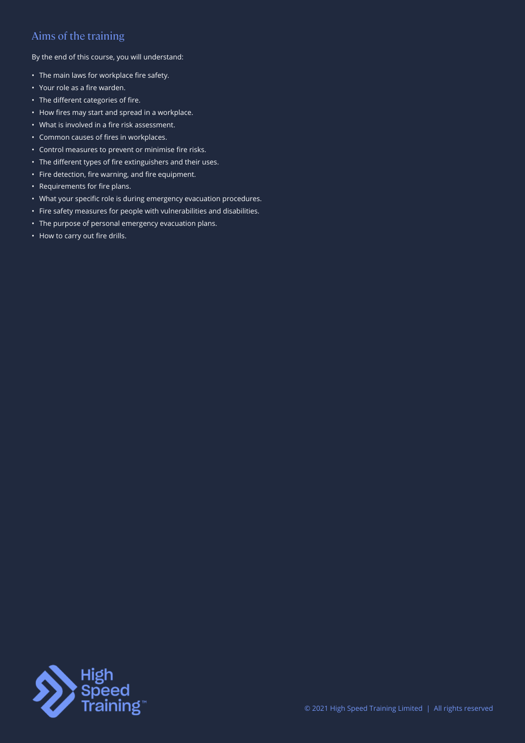## Aims of the training

By the end of this course, you will understand:

- The main laws for workplace fire safety.
- Your role as a fire warden.
- The different categories of fire.
- How fires may start and spread in a workplace.
- What is involved in a fire risk assessment.
- Common causes of fires in workplaces.
- Control measures to prevent or minimise fire risks.
- The different types of fire extinguishers and their uses.
- Fire detection, fire warning, and fire equipment.
- Requirements for fire plans.
- What your specific role is during emergency evacuation procedures.
- Fire safety measures for people with vulnerabilities and disabilities.
- The purpose of personal emergency evacuation plans.
- How to carry out fire drills.